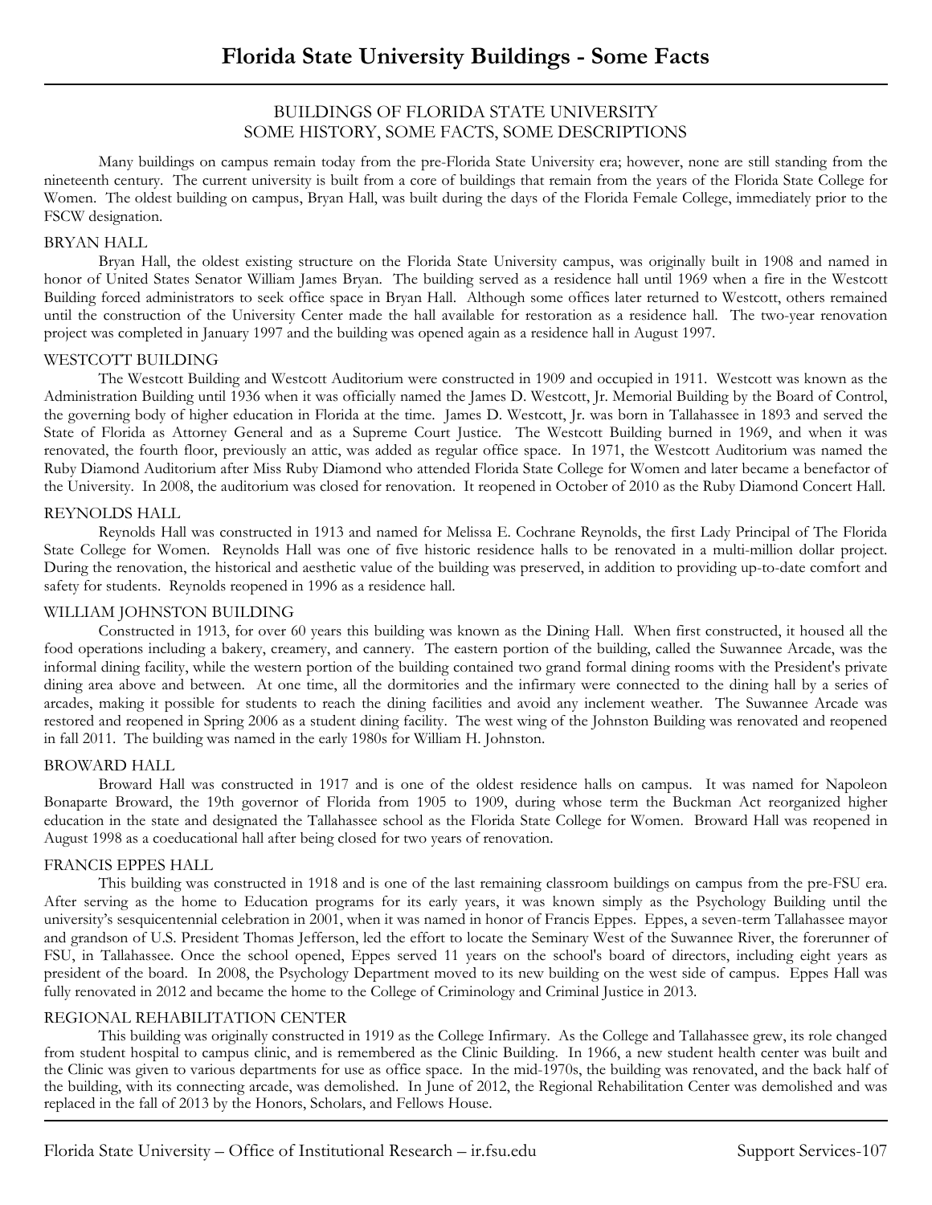# Florida State University Buildings - Some Facts

## BUILDINGS OF FLORIDA STATE UNIVERSITY
## SOME HISTORY, SOME FACTS, SOME DESCRIPTIONS

Many buildings on campus remain today from the pre-Florida State University era; however, none are still standing from the nineteenth century. The current university is built from a core of buildings that remain from the years of the Florida State College for Women. The oldest building on campus, Bryan Hall, was built during the days of the Florida Female College, immediately prior to the FSCW designation.

### BRYAN HALL

Bryan Hall, the oldest existing structure on the Florida State University campus, was originally built in 1908 and named in honor of United States Senator William James Bryan. The building served as a residence hall until 1969 when a fire in the Westcott Building forced administrators to seek office space in Bryan Hall. Although some offices later returned to Westcott, others remained until the construction of the University Center made the hall available for restoration as a residence hall. The two-year renovation project was completed in January 1997 and the building was opened again as a residence hall in August 1997.

### WESTCOTT BUILDING

The Westcott Building and Westcott Auditorium were constructed in 1909 and occupied in 1911. Westcott was known as the Administration Building until 1936 when it was officially named the James D. Westcott, Jr. Memorial Building by the Board of Control, the governing body of higher education in Florida at the time. James D. Westcott, Jr. was born in Tallahassee in 1893 and served the State of Florida as Attorney General and as a Supreme Court Justice. The Westcott Building burned in 1969, and when it was renovated, the fourth floor, previously an attic, was added as regular office space. In 1971, the Westcott Auditorium was named the Ruby Diamond Auditorium after Miss Ruby Diamond who attended Florida State College for Women and later became a benefactor of the University. In 2008, the auditorium was closed for renovation. It reopened in October of 2010 as the Ruby Diamond Concert Hall.

### REYNOLDS HALL

Reynolds Hall was constructed in 1913 and named for Melissa E. Cochrane Reynolds, the first Lady Principal of The Florida State College for Women. Reynolds Hall was one of five historic residence halls to be renovated in a multi-million dollar project. During the renovation, the historical and aesthetic value of the building was preserved, in addition to providing up-to-date comfort and safety for students. Reynolds reopened in 1996 as a residence hall.

### WILLIAM JOHNSTON BUILDING

Constructed in 1913, for over 60 years this building was known as the Dining Hall. When first constructed, it housed all the food operations including a bakery, creamery, and cannery. The eastern portion of the building, called the Suwannee Arcade, was the informal dining facility, while the western portion of the building contained two grand formal dining rooms with the President's private dining area above and between. At one time, all the dormitories and the infirmary were connected to the dining hall by a series of arcades, making it possible for students to reach the dining facilities and avoid any inclement weather. The Suwannee Arcade was restored and reopened in Spring 2006 as a student dining facility. The west wing of the Johnston Building was renovated and reopened in fall 2011. The building was named in the early 1980s for William H. Johnston.

### BROWARD HALL

Broward Hall was constructed in 1917 and is one of the oldest residence halls on campus. It was named for Napoleon Bonaparte Broward, the 19th governor of Florida from 1905 to 1909, during whose term the Buckman Act reorganized higher education in the state and designated the Tallahassee school as the Florida State College for Women. Broward Hall was reopened in August 1998 as a coeducational hall after being closed for two years of renovation.

### FRANCIS EPPES HALL

This building was constructed in 1918 and is one of the last remaining classroom buildings on campus from the pre-FSU era. After serving as the home to Education programs for its early years, it was known simply as the Psychology Building until the university's sesquicentennial celebration in 2001, when it was named in honor of Francis Eppes. Eppes, a seven-term Tallahassee mayor and grandson of U.S. President Thomas Jefferson, led the effort to locate the Seminary West of the Suwannee River, the forerunner of FSU, in Tallahassee. Once the school opened, Eppes served 11 years on the school's board of directors, including eight years as president of the board. In 2008, the Psychology Department moved to its new building on the west side of campus. Eppes Hall was fully renovated in 2012 and became the home to the College of Criminology and Criminal Justice in 2013.

### REGIONAL REHABILITATION CENTER

This building was originally constructed in 1919 as the College Infirmary. As the College and Tallahassee grew, its role changed from student hospital to campus clinic, and is remembered as the Clinic Building. In 1966, a new student health center was built and the Clinic was given to various departments for use as office space. In the mid-1970s, the building was renovated, and the back half of the building, with its connecting arcade, was demolished. In June of 2012, the Regional Rehabilitation Center was demolished and was replaced in the fall of 2013 by the Honors, Scholars, and Fellows House.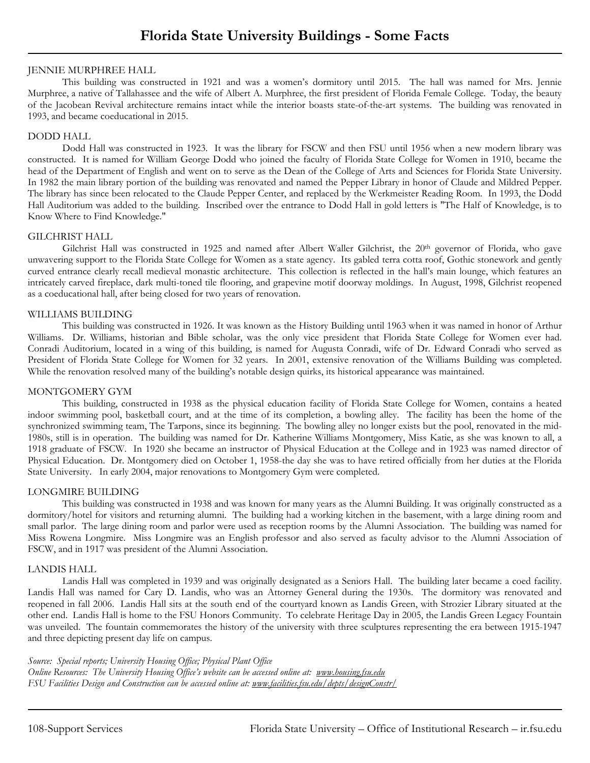# Florida State University Buildings - Some Facts

## JENNIE MURPHREE HALL

This building was constructed in 1921 and was a women's dormitory until 2015. The hall was named for Mrs. Jennie Murphree, a native of Tallahassee and the wife of Albert A. Murphree, the first president of Florida Female College. Today, the beauty of the Jacobean Revival architecture remains intact while the interior boasts state-of-the-art systems. The building was renovated in 1993, and became coeducational in 2015.

## DODD HALL

Dodd Hall was constructed in 1923. It was the library for FSCW and then FSU until 1956 when a new modern library was constructed. It is named for William George Dodd who joined the faculty of Florida State College for Women in 1910, became the head of the Department of English and went on to serve as the Dean of the College of Arts and Sciences for Florida State University. In 1982 the main library portion of the building was renovated and named the Pepper Library in honor of Claude and Mildred Pepper. The library has since been relocated to the Claude Pepper Center, and replaced by the Werkmeister Reading Room. In 1993, the Dodd Hall Auditorium was added to the building. Inscribed over the entrance to Dodd Hall in gold letters is "The Half of Knowledge, is to Know Where to Find Knowledge."

## GILCHRIST HALL

Gilchrist Hall was constructed in 1925 and named after Albert Waller Gilchrist, the 20th governor of Florida, who gave unwavering support to the Florida State College for Women as a state agency. Its gabled terra cotta roof, Gothic stonework and gently curved entrance clearly recall medieval monastic architecture. This collection is reflected in the hall's main lounge, which features an intricately carved fireplace, dark multi-toned tile flooring, and grapevine motif doorway moldings. In August, 1998, Gilchrist reopened as a coeducational hall, after being closed for two years of renovation.

## WILLIAMS BUILDING

This building was constructed in 1926. It was known as the History Building until 1963 when it was named in honor of Arthur Williams. Dr. Williams, historian and Bible scholar, was the only vice president that Florida State College for Women ever had. Conradi Auditorium, located in a wing of this building, is named for Augusta Conradi, wife of Dr. Edward Conradi who served as President of Florida State College for Women for 32 years. In 2001, extensive renovation of the Williams Building was completed. While the renovation resolved many of the building's notable design quirks, its historical appearance was maintained.

## MONTGOMERY GYM

This building, constructed in 1938 as the physical education facility of Florida State College for Women, contains a heated indoor swimming pool, basketball court, and at the time of its completion, a bowling alley. The facility has been the home of the synchronized swimming team, The Tarpons, since its beginning. The bowling alley no longer exists but the pool, renovated in the mid-1980s, still is in operation. The building was named for Dr. Katherine Williams Montgomery, Miss Katie, as she was known to all, a 1918 graduate of FSCW. In 1920 she became an instructor of Physical Education at the College and in 1923 was named director of Physical Education. Dr. Montgomery died on October 1, 1958-the day she was to have retired officially from her duties at the Florida State University. In early 2004, major renovations to Montgomery Gym were completed.

## LONGMIRE BUILDING

This building was constructed in 1938 and was known for many years as the Alumni Building. It was originally constructed as a dormitory/hotel for visitors and returning alumni. The building had a working kitchen in the basement, with a large dining room and small parlor. The large dining room and parlor were used as reception rooms by the Alumni Association. The building was named for Miss Rowena Longmire. Miss Longmire was an English professor and also served as faculty advisor to the Alumni Association of FSCW, and in 1917 was president of the Alumni Association.

## LANDIS HALL

Landis Hall was completed in 1939 and was originally designated as a Seniors Hall. The building later became a coed facility. Landis Hall was named for Cary D. Landis, who was an Attorney General during the 1930s. The dormitory was renovated and reopened in fall 2006. Landis Hall sits at the south end of the courtyard known as Landis Green, with Strozier Library situated at the other end. Landis Hall is home to the FSU Honors Community. To celebrate Heritage Day in 2005, the Landis Green Legacy Fountain was unveiled. The fountain commemorates the history of the university with three sculptures representing the era between 1915-1947 and three depicting present day life on campus.

*Source: Special reports; University Housing Office; Physical Plant Office*
*Online Resources: The University Housing Office's website can be accessed online at: www.housing.fsu.edu*
*FSU Facilities Design and Construction can be accessed online at: www.facilities.fsu.edu/depts/designConstr/*